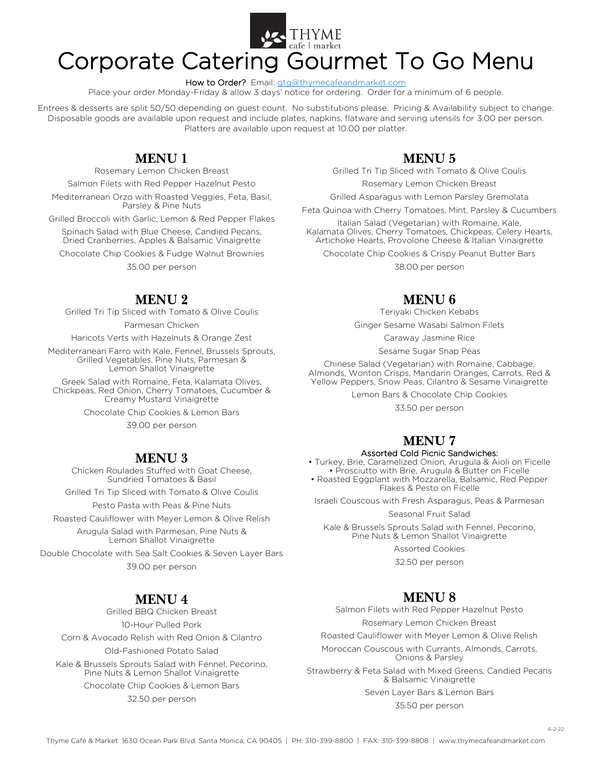THYME cafe | market

# Corporate Catering Gourmet To Go Menu

**How to Order?** Email: gtg@thymecafeandmarket.com

Place your order Monday-Friday & allow 3 days' notice for ordering. Order for a minimum of 6 people.

Entrees & desserts are split 50/50 depending on guest count. No substitutions please. Pricing & Availability subject to change. Disposable goods are available upon request and include plates, napkins, flatware and serving utensils for 3.00 per person. Platters are available upon request at 10.00 per platter.

## MENU 1

Rosemary Lemon Chicken Breast

Salmon Filets with Red Pepper Hazelnut Pesto

Mediterranean Orzo with Roasted Veggies, Feta, Basil, Parsley & Pine Nuts

Grilled Broccoli with Garlic, Lemon & Red Pepper Flakes

Spinach Salad with Blue Cheese, Candied Pecans, Dried Cranberries, Apples & Balsamic Vinaigrette

Chocolate Chip Cookies & Fudge Walnut Brownies

35.00 per person

## MENU 2

Grilled Tri Tip Sliced with Tomato & Olive Coulis

Parmesan Chicken

Haricots Verts with Hazelnuts & Orange Zest

Mediterranean Farro with Kale, Fennel, Brussels Sprouts, Grilled Vegetables, Pine Nuts, Parmesan & Lemon Shallot Vinaigrette

Greek Salad with Romaine, Feta, Kalamata Olives, Chickpeas, Red Onion, Cherry Tomatoes, Cucumber & Creamy Mustard Vinaigrette

Chocolate Chip Cookies & Lemon Bars

39.00 per person

## MENU 3

Chicken Roulades Stuffed with Goat Cheese, Sundried Tomatoes & Basil

Grilled Tri Tip Sliced with Tomato & Olive Coulis

Pesto Pasta with Peas & Pine Nuts

Roasted Cauliflower with Meyer Lemon & Olive Relish

Arugula Salad with Parmesan, Pine Nuts & Lemon Shallot Vinaigrette

Double Chocolate with Sea Salt Cookies & Seven Layer Bars

39.00 per person

## MENU 4

Grilled BBQ Chicken Breast

10-Hour Pulled Pork

Corn & Avocado Relish with Red Onion & Cilantro

Old-Fashioned Potato Salad

Kale & Brussels Sprouts Salad with Fennel, Pecorino, Pine Nuts & Lemon Shallot Vinaigrette

Chocolate Chip Cookies & Lemon Bars

32.50 per person

## MENU 5

Grilled Tri Tip Sliced with Tomato & Olive Coulis

Rosemary Lemon Chicken Breast

Grilled Asparagus with Lemon Parsley Gremolata

Feta Quinoa with Cherry Tomatoes, Mint, Parsley & Cucumbers

Italian Salad (Vegetarian) with Romaine, Kale, Kalamata Olives, Cherry Tomatoes, Chickpeas, Celery Hearts, Artichoke Hearts, Provolone Cheese & Italian Vinaigrette

Chocolate Chip Cookies & Crispy Peanut Butter Bars

38.00 per person

## MENU 6

Teriyaki Chicken Kebabs

Ginger Sesame Wasabi Salmon Filets

Caraway Jasmine Rice

Sesame Sugar Snap Peas

Chinese Salad (Vegetarian) with Romaine, Cabbage, Almonds, Wonton Crisps, Mandarin Oranges, Carrots, Red & Yellow Peppers, Snow Peas, Cilantro & Sesame Vinaigrette

Lemon Bars & Chocolate Chip Cookies

33.50 per person

## MENU 7

Assorted Cold Picnic Sandwiches:

- Turkey, Brie, Caramelized Onion, Arugula & Aioli on Ficelle
- Prosciutto with Brie, Arugula & Butter on Ficelle
- Roasted Eggplant with Mozzarella, Balsamic, Red Pepper Flakes & Pesto on Ficelle

Israeli Couscous with Fresh Asparagus, Peas & Parmesan

Seasonal Fruit Salad

Kale & Brussels Sprouts Salad with Fennel, Pecorino, Pine Nuts & Lemon Shallot Vinaigrette

Assorted Cookies

32.50 per person

## MENU 8

Salmon Filets with Red Pepper Hazelnut Pesto

Rosemary Lemon Chicken Breast

Roasted Cauliflower with Meyer Lemon & Olive Relish

Moroccan Couscous with Currants, Almonds, Carrots, Onions & Parsley

Strawberry & Feta Salad with Mixed Greens, Candied Pecans & Balsamic Vinaigrette

Seven Layer Bars & Lemon Bars

35.50 per person

6-2-22

Thyme Café & Market 1630 Ocean Park Blvd. Santa Monica, CA 90405 | PH: 310-399-8800 | FAX: 310-399-8808 | www.thymecafeandmarket.com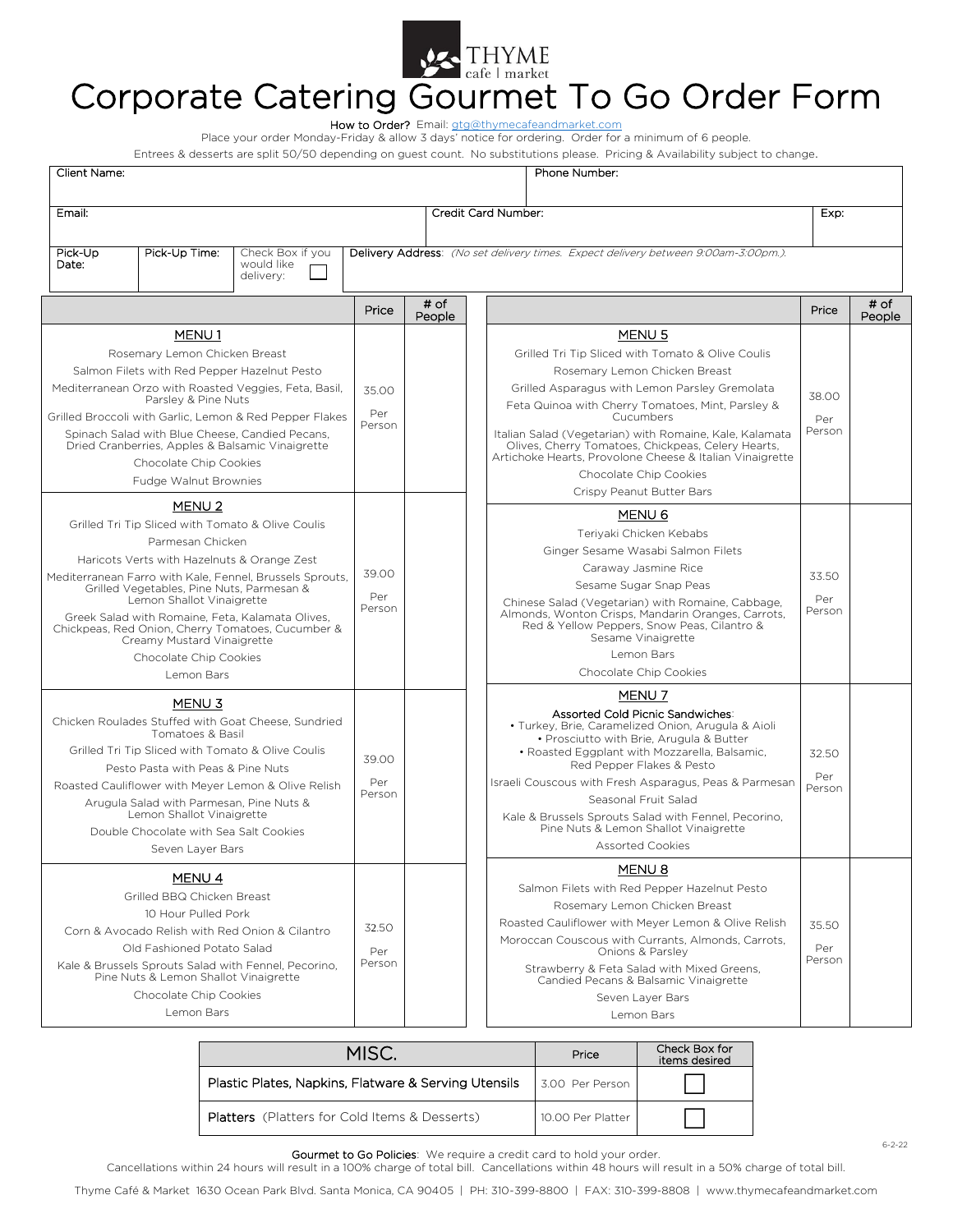THYME cafe | market

# Corporate Catering Gourmet To Go Order Form

How to Order? Email: gtg@thymecafeandmarket.com

Place your order Monday-Friday & allow 3 days' notice for ordering. Order for a minimum of 6 people.

Entrees & desserts are split 50/50 depending on guest count. No substitutions please. Pricing & Availability subject to change.

| | | | |
|---|---|---|---|
| Client Name: | | Phone Number: | |
| Email: | | Credit Card Number: | Exp: |
| Pick-Up Date: | Pick-Up Time: | Check Box if you would like delivery: ☐ | Delivery Address: *(No set delivery times. Expect delivery between 9:00am-3:00pm.)* |

| | Price | # of People |
|---|---|---|
| **MENU 1**<br>Rosemary Lemon Chicken Breast<br>Salmon Filets with Red Pepper Hazelnut Pesto<br>Mediterranean Orzo with Roasted Veggies, Feta, Basil, Parsley & Pine Nuts<br>Grilled Broccoli with Garlic, Lemon & Red Pepper Flakes<br>Spinach Salad with Blue Cheese, Candied Pecans, Dried Cranberries, Apples & Balsamic Vinaigrette<br>Chocolate Chip Cookies<br>Fudge Walnut Brownies | 35.00 Per Person | |
| **MENU 2**<br>Grilled Tri Tip Sliced with Tomato & Olive Coulis<br>Parmesan Chicken<br>Haricots Verts with Hazelnuts & Orange Zest<br>Mediterranean Farro with Kale, Fennel, Brussels Sprouts, Grilled Vegetables, Pine Nuts, Parmesan & Lemon Shallot Vinaigrette<br>Greek Salad with Romaine, Feta, Kalamata Olives, Chickpeas, Red Onion, Cherry Tomatoes, Cucumber & Creamy Mustard Vinaigrette<br>Chocolate Chip Cookies<br>Lemon Bars | 39.00 Per Person | |
| **MENU 3**<br>Chicken Roulades Stuffed with Goat Cheese, Sundried Tomatoes & Basil<br>Grilled Tri Tip Sliced with Tomato & Olive Coulis<br>Pesto Pasta with Peas & Pine Nuts<br>Roasted Cauliflower with Meyer Lemon & Olive Relish<br>Arugula Salad with Parmesan, Pine Nuts & Lemon Shallot Vinaigrette<br>Double Chocolate with Sea Salt Cookies<br>Seven Layer Bars | 39.00 Per Person | |
| **MENU 4**<br>Grilled BBQ Chicken Breast<br>10 Hour Pulled Pork<br>Corn & Avocado Relish with Red Onion & Cilantro<br>Old Fashioned Potato Salad<br>Kale & Brussels Sprouts Salad with Fennel, Pecorino, Pine Nuts & Lemon Shallot Vinaigrette<br>Chocolate Chip Cookies<br>Lemon Bars | 32.50 Per Person | |
| **MENU 5**<br>Grilled Tri Tip Sliced with Tomato & Olive Coulis<br>Rosemary Lemon Chicken Breast<br>Grilled Asparagus with Lemon Parsley Gremolata<br>Feta Quinoa with Cherry Tomatoes, Mint, Parsley & Cucumbers<br>Italian Salad (Vegetarian) with Romaine, Kale, Kalamata Olives, Cherry Tomatoes, Chickpeas, Celery Hearts, Artichoke Hearts, Provolone Cheese & Italian Vinaigrette<br>Chocolate Chip Cookies<br>Crispy Peanut Butter Bars | 38.00 Per Person | |
| **MENU 6**<br>Teriyaki Chicken Kebabs<br>Ginger Sesame Wasabi Salmon Filets<br>Caraway Jasmine Rice<br>Sesame Sugar Snap Peas<br>Chinese Salad (Vegetarian) with Romaine, Cabbage, Almonds, Wonton Crisps, Mandarin Oranges, Carrots, Red & Yellow Peppers, Snow Peas, Cilantro & Sesame Vinaigrette<br>Lemon Bars<br>Chocolate Chip Cookies | 33.50 Per Person | |
| **MENU 7**<br>Assorted Cold Picnic Sandwiches:<br>• Turkey, Brie, Caramelized Onion, Arugula & Aioli<br>• Prosciutto with Brie, Arugula & Butter<br>• Roasted Eggplant with Mozzarella, Balsamic, Red Pepper Flakes & Pesto<br>Israeli Couscous with Fresh Asparagus, Peas & Parmesan<br>Seasonal Fruit Salad<br>Kale & Brussels Sprouts Salad with Fennel, Pecorino, Pine Nuts & Lemon Shallot Vinaigrette<br>Assorted Cookies | 32.50 Per Person | |
| **MENU 8**<br>Salmon Filets with Red Pepper Hazelnut Pesto<br>Rosemary Lemon Chicken Breast<br>Roasted Cauliflower with Meyer Lemon & Olive Relish<br>Moroccan Couscous with Currants, Almonds, Carrots, Onions & Parsley<br>Strawberry & Feta Salad with Mixed Greens, Candied Pecans & Balsamic Vinaigrette<br>Seven Layer Bars<br>Lemon Bars | 35.50 Per Person | |

| MISC. | Price | Check Box for items desired |
|---|---|---|
| Plastic Plates, Napkins, Flatware & Serving Utensils | 3.00 Per Person | ☐ |
| Platters (Platters for Cold Items & Desserts) | 10.00 Per Platter | ☐ |

6-2-22

Gourmet to Go Policies: We require a credit card to hold your order.
Cancellations within 24 hours will result in a 100% charge of total bill. Cancellations within 48 hours will result in a 50% charge of total bill.

Thyme Café & Market 1630 Ocean Park Blvd. Santa Monica, CA 90405 | PH: 310-399-8800 | FAX: 310-399-8808 | www.thymecafeandmarket.com